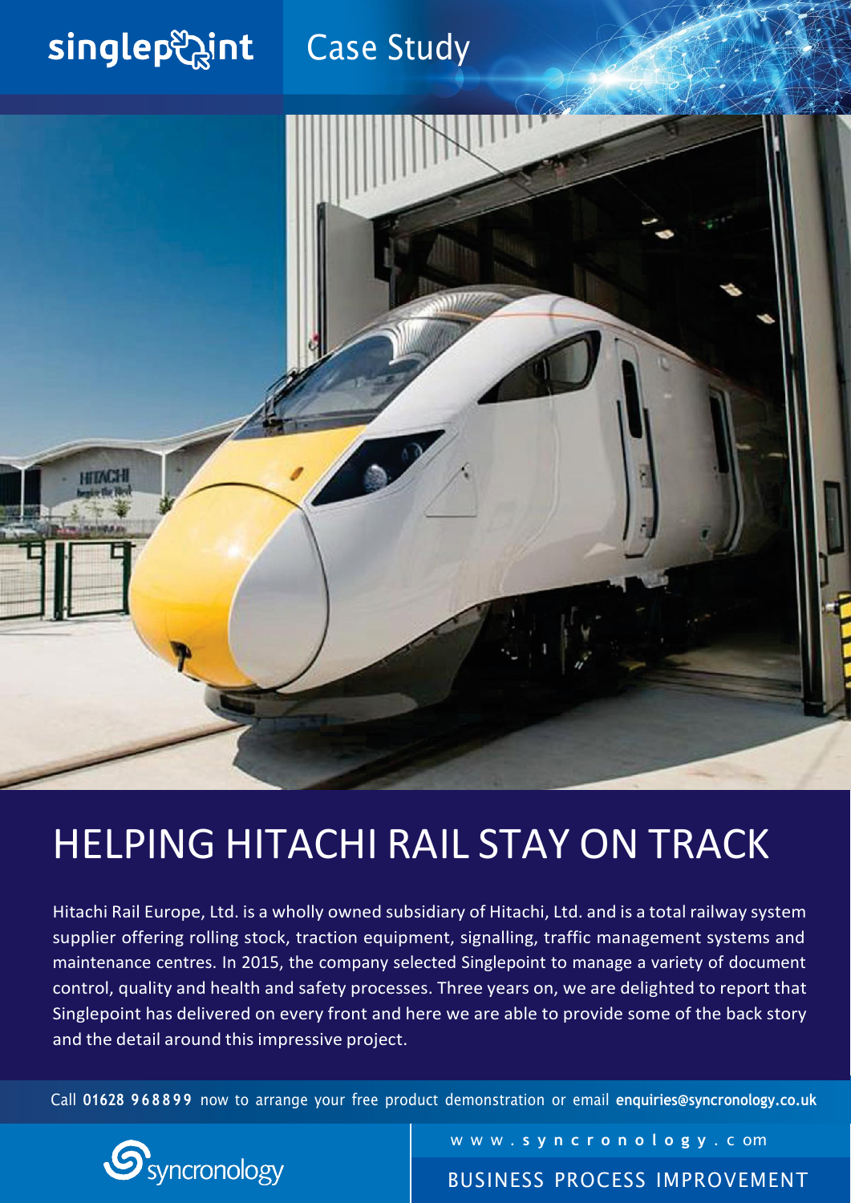singlepoint Case Study

# HELPING HITACHI RAIL STAY ON TRACK

Hitachi Rail Europe, Ltd. is a wholly owned subsidiary of Hitachi, Ltd. and is a total railway system supplier offering rolling stock, traction equipment, signalling, traffic management systems and maintenance centres. In 2015, the company selected Singlepoint to manage a variety of document control, quality and health and safety processes. Three years on, we are delighted to report that Singlepoint has delivered on every front and here we are able to provide some of the back story and the detail around this impressive project.

Call **01628 968899** now to arrange your free product demonstration or email **enquiries@syncronology.co.uk**

syncronology

www.syncronology.com

BUSINESS PROCESS IMPROVEMENT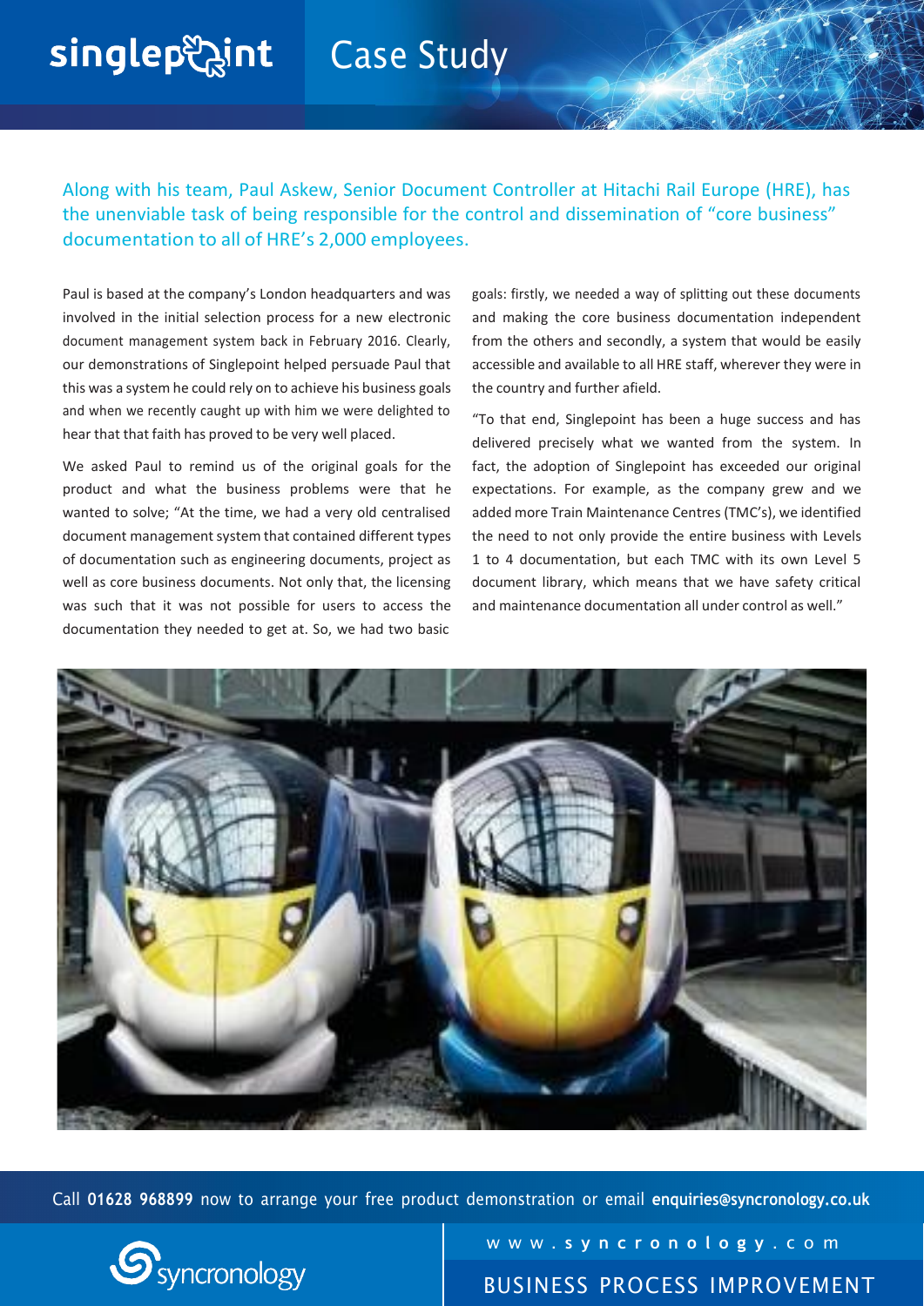# Case Study

Along with his team, Paul Askew, Senior Document Controller at Hitachi Rail Europe (HRE), has the unenviable task of being responsible for the control and dissemination of "core business" documentation to all of HRE's 2,000 employees.

Paul is based at the company's London headquarters and was involved in the initial selection process for a new electronic document management system back in February 2016. Clearly, our demonstrations of Singlepoint helped persuade Paul that this was a system he could rely on to achieve his business goals and when we recently caught up with him we were delighted to hear that that faith has proved to be very well placed.

We asked Paul to remind us of the original goals for the product and what the business problems were that he wanted to solve; "At the time, we had a very old centralised document management system that contained different types of documentation such as engineering documents, project as well as core business documents. Not only that, the licensing was such that it was not possible for users to access the documentation they needed to get at. So, we had two basic goals: firstly, we needed a way of splitting out these documents and making the core business documentation independent from the others and secondly, a system that would be easily accessible and available to all HRE staff, wherever they were in the country and further afield.

"To that end, Singlepoint has been a huge success and has delivered precisely what we wanted from the system. In fact, the adoption of Singlepoint has exceeded our original expectations. For example, as the company grew and we added more Train Maintenance Centres (TMC's), we identified the need to not only provide the entire business with Levels 1 to 4 documentation, but each TMC with its own Level 5 document library, which means that we have safety critical and maintenance documentation all under control as well."

Call **01628 968899** now to arrange your free product demonstration or email **enquiries@syncronology.co.uk**

www.**syncronology**.com

BUSINESS PROCESS IMPROVEMENT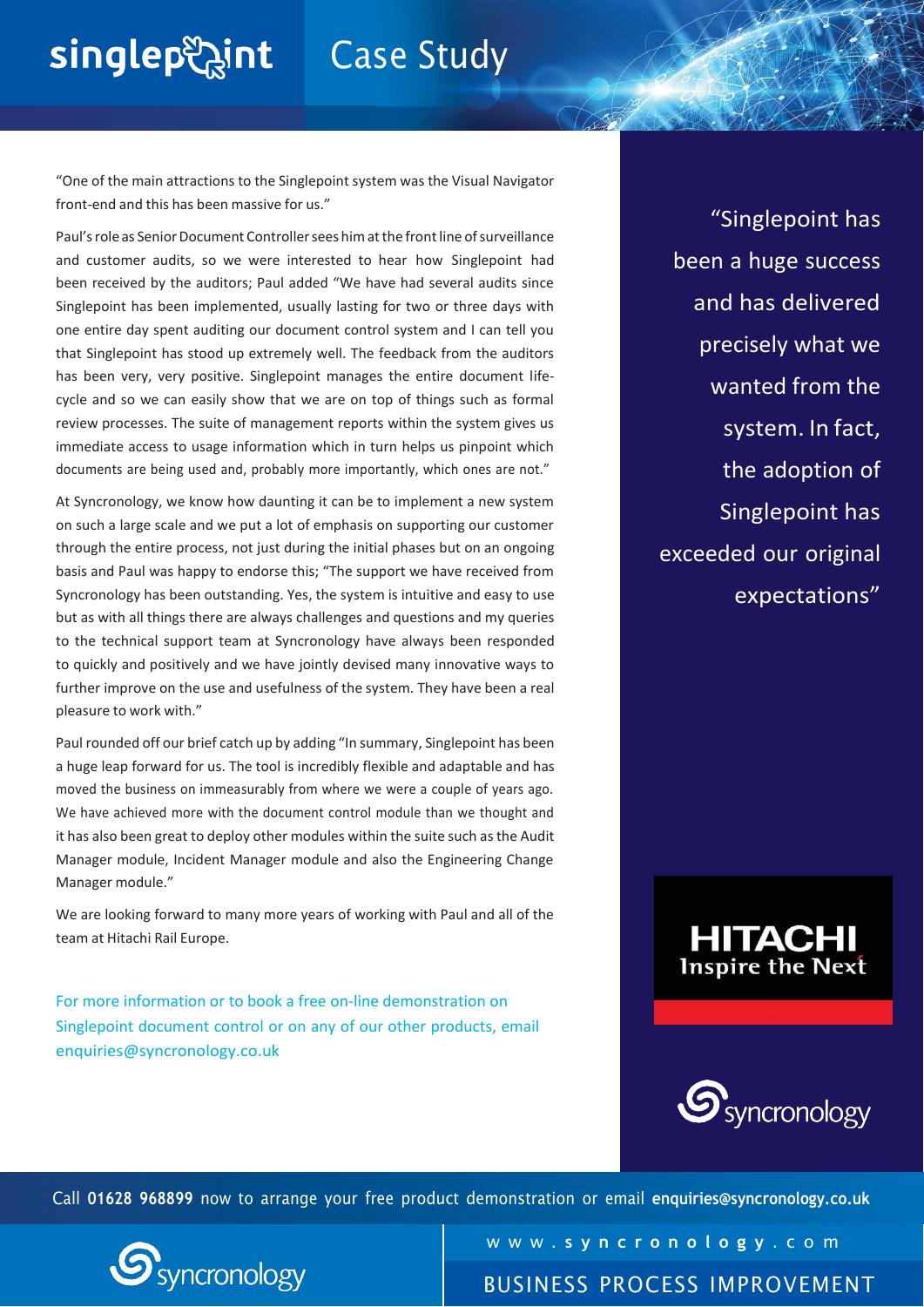# Case Study

"One of the main attractions to the Singlepoint system was the Visual Navigator front-end and this has been massive for us."

Paul's role as Senior Document Controller sees him at the front line of surveillance and customer audits, so we were interested to hear how Singlepoint had been received by the auditors; Paul added "We have had several audits since Singlepoint has been implemented, usually lasting for two or three days with one entire day spent auditing our document control system and I can tell you that Singlepoint has stood up extremely well. The feedback from the auditors has been very, very positive. Singlepoint manages the entire document life-cycle and so we can easily show that we are on top of things such as formal review processes. The suite of management reports within the system gives us immediate access to usage information which in turn helps us pinpoint which documents are being used and, probably more importantly, which ones are not."

At Syncronology, we know how daunting it can be to implement a new system on such a large scale and we put a lot of emphasis on supporting our customer through the entire process, not just during the initial phases but on an ongoing basis and Paul was happy to endorse this; "The support we have received from Syncronology has been outstanding. Yes, the system is intuitive and easy to use but as with all things there are always challenges and questions and my queries to the technical support team at Syncronology have always been responded to quickly and positively and we have jointly devised many innovative ways to further improve on the use and usefulness of the system. They have been a real pleasure to work with."

Paul rounded off our brief catch up by adding "In summary, Singlepoint has been a huge leap forward for us. The tool is incredibly flexible and adaptable and has moved the business on immeasurably from where we were a couple of years ago. We have achieved more with the document control module than we thought and it has also been great to deploy other modules within the suite such as the Audit Manager module, Incident Manager module and also the Engineering Change Manager module."

We are looking forward to many more years of working with Paul and all of the team at Hitachi Rail Europe.

For more information or to book a free on-line demonstration on Singlepoint document control or on any of our other products, email enquiries@syncronology.co.uk

> "Singlepoint has been a huge success and has delivered precisely what we wanted from the system. In fact, the adoption of Singlepoint has exceeded our original expectations"

HITACHI
Inspire the Next

syncronology

Call **01628 968899** now to arrange your free product demonstration or email **enquiries@syncronology.co.uk**

www.syncronology.com

BUSINESS PROCESS IMPROVEMENT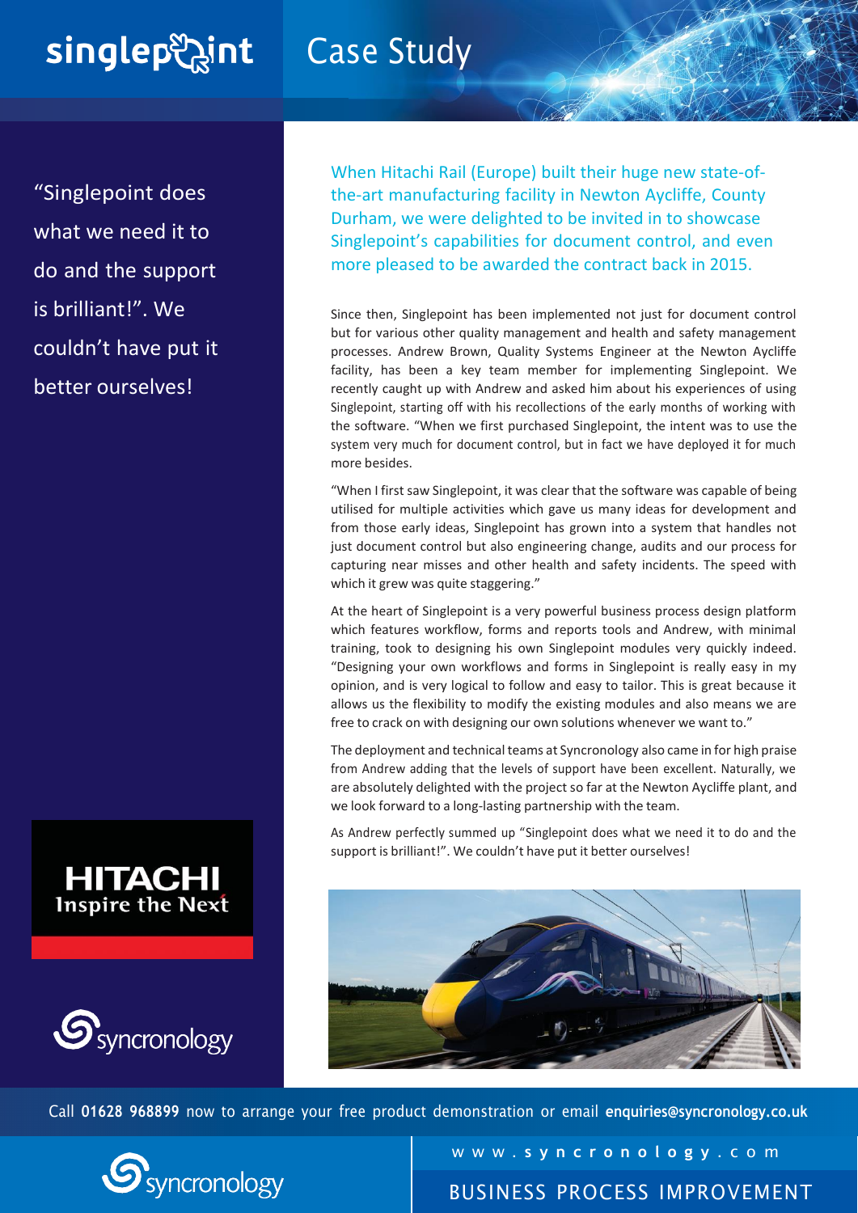# Case Study

"Singlepoint does what we need it to do and the support is brilliant!". We couldn't have put it better ourselves!

When Hitachi Rail (Europe) built their huge new state-of-the-art manufacturing facility in Newton Aycliffe, County Durham, we were delighted to be invited in to showcase Singlepoint's capabilities for document control, and even more pleased to be awarded the contract back in 2015.

Since then, Singlepoint has been implemented not just for document control but for various other quality management and health and safety management processes. Andrew Brown, Quality Systems Engineer at the Newton Aycliffe facility, has been a key team member for implementing Singlepoint. We recently caught up with Andrew and asked him about his experiences of using Singlepoint, starting off with his recollections of the early months of working with the software. "When we first purchased Singlepoint, the intent was to use the system very much for document control, but in fact we have deployed it for much more besides.

"When I first saw Singlepoint, it was clear that the software was capable of being utilised for multiple activities which gave us many ideas for development and from those early ideas, Singlepoint has grown into a system that handles not just document control but also engineering change, audits and our process for capturing near misses and other health and safety incidents. The speed with which it grew was quite staggering."

At the heart of Singlepoint is a very powerful business process design platform which features workflow, forms and reports tools and Andrew, with minimal training, took to designing his own Singlepoint modules very quickly indeed. "Designing your own workflows and forms in Singlepoint is really easy in my opinion, and is very logical to follow and easy to tailor. This is great because it allows us the flexibility to modify the existing modules and also means we are free to crack on with designing our own solutions whenever we want to."

The deployment and technical teams at Syncronology also came in for high praise from Andrew adding that the levels of support have been excellent. Naturally, we are absolutely delighted with the project so far at the Newton Aycliffe plant, and we look forward to a long-lasting partnership with the team.

As Andrew perfectly summed up "Singlepoint does what we need it to do and the support is brilliant!". We couldn't have put it better ourselves!

HITACHI
Inspire the Next

syncronology

Call **01628 968899** now to arrange your free product demonstration or email **enquiries@syncronology.co.uk**

www.**syncronology**.com

BUSINESS PROCESS IMPROVEMENT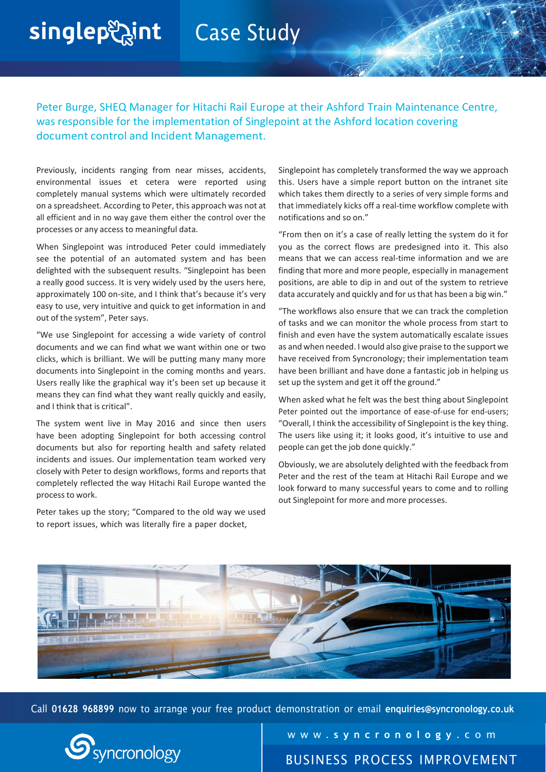# Case Study

Peter Burge, SHEQ Manager for Hitachi Rail Europe at their Ashford Train Maintenance Centre, was responsible for the implementation of Singlepoint at the Ashford location covering document control and Incident Management.

Previously, incidents ranging from near misses, accidents, environmental issues et cetera were reported using completely manual systems which were ultimately recorded on a spreadsheet. According to Peter, this approach was not at all efficient and in no way gave them either the control over the processes or any access to meaningful data.

When Singlepoint was introduced Peter could immediately see the potential of an automated system and has been delighted with the subsequent results. "Singlepoint has been a really good success. It is very widely used by the users here, approximately 100 on-site, and I think that's because it's very easy to use, very intuitive and quick to get information in and out of the system", Peter says.

"We use Singlepoint for accessing a wide variety of control documents and we can find what we want within one or two clicks, which is brilliant. We will be putting many many more documents into Singlepoint in the coming months and years. Users really like the graphical way it's been set up because it means they can find what they want really quickly and easily, and I think that is critical".

The system went live in May 2016 and since then users have been adopting Singlepoint for both accessing control documents but also for reporting health and safety related incidents and issues. Our implementation team worked very closely with Peter to design workflows, forms and reports that completely reflected the way Hitachi Rail Europe wanted the process to work.

Peter takes up the story; "Compared to the old way we used to report issues, which was literally fire a paper docket, Singlepoint has completely transformed the way we approach this. Users have a simple report button on the intranet site which takes them directly to a series of very simple forms and that immediately kicks off a real-time workflow complete with notifications and so on."

"From then on it's a case of really letting the system do it for you as the correct flows are predesigned into it. This also means that we can access real-time information and we are finding that more and more people, especially in management positions, are able to dip in and out of the system to retrieve data accurately and quickly and for us that has been a big win."

"The workflows also ensure that we can track the completion of tasks and we can monitor the whole process from start to finish and even have the system automatically escalate issues as and when needed. I would also give praise to the support we have received from Syncronology; their implementation team have been brilliant and have done a fantastic job in helping us set up the system and get it off the ground."

When asked what he felt was the best thing about Singlepoint Peter pointed out the importance of ease-of-use for end-users; "Overall, I think the accessibility of Singlepoint is the key thing. The users like using it; it looks good, it's intuitive to use and people can get the job done quickly."

Obviously, we are absolutely delighted with the feedback from Peter and the rest of the team at Hitachi Rail Europe and we look forward to many successful years to come and to rolling out Singlepoint for more and more processes.

Call **01628 968899** now to arrange your free product demonstration or email **enquiries@syncronology.co.uk**

www.**syncronology**.com

BUSINESS PROCESS IMPROVEMENT